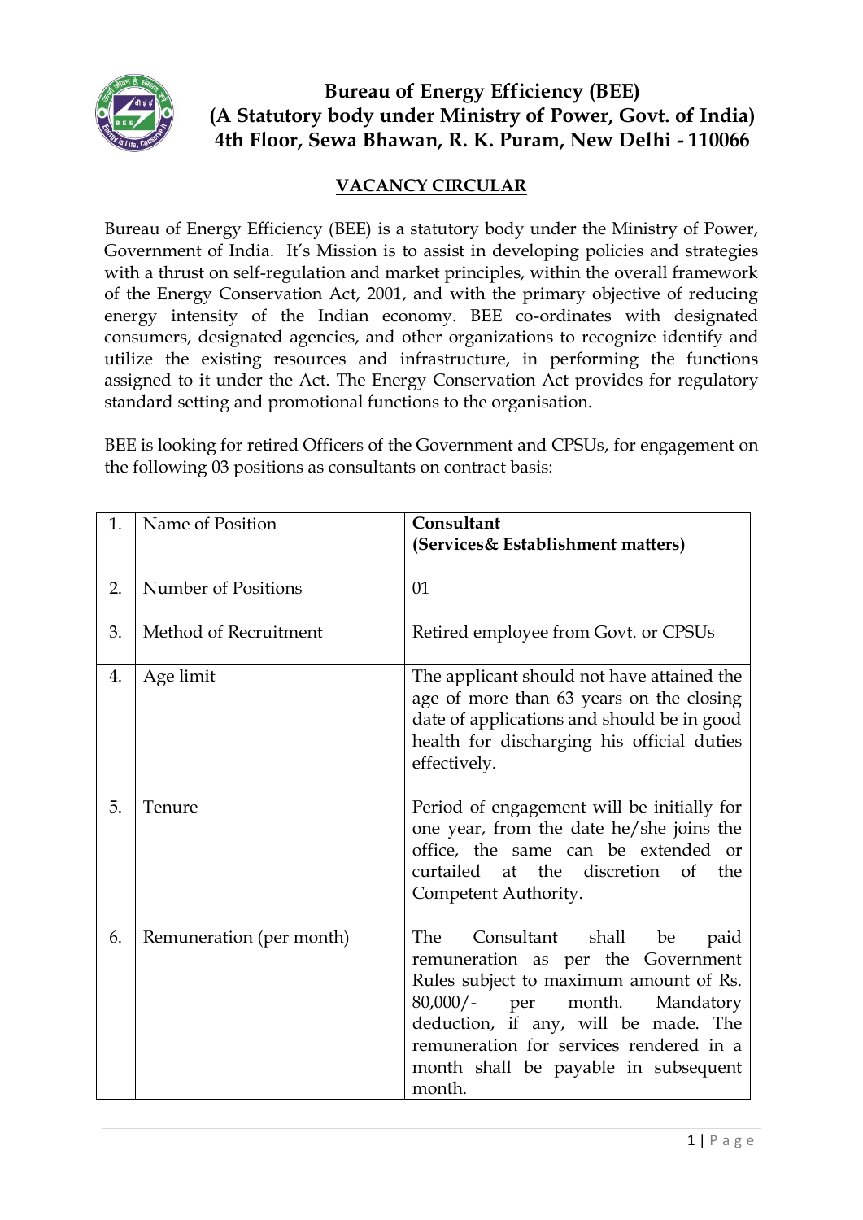# Bureau of Energy Efficiency (BEE)
## (A Statutory body under Ministry of Power, Govt. of India)
## 4th Floor, Sewa Bhawan, R. K. Puram, New Delhi - 110066

### VACANCY CIRCULAR

Bureau of Energy Efficiency (BEE) is a statutory body under the Ministry of Power, Government of India. It's Mission is to assist in developing policies and strategies with a thrust on self-regulation and market principles, within the overall framework of the Energy Conservation Act, 2001, and with the primary objective of reducing energy intensity of the Indian economy. BEE co-ordinates with designated consumers, designated agencies, and other organizations to recognize identify and utilize the existing resources and infrastructure, in performing the functions assigned to it under the Act. The Energy Conservation Act provides for regulatory standard setting and promotional functions to the organisation.

BEE is looking for retired Officers of the Government and CPSUs, for engagement on the following 03 positions as consultants on contract basis:

| | | |
|---|---|---|
| 1. | Name of Position | **Consultant (Services& Establishment matters)** |
| 2. | Number of Positions | 01 |
| 3. | Method of Recruitment | Retired employee from Govt. or CPSUs |
| 4. | Age limit | The applicant should not have attained the age of more than 63 years on the closing date of applications and should be in good health for discharging his official duties effectively. |
| 5. | Tenure | Period of engagement will be initially for one year, from the date he/she joins the office, the same can be extended or curtailed at the discretion of the Competent Authority. |
| 6. | Remuneration (per month) | The Consultant shall be paid remuneration as per the Government Rules subject to maximum amount of Rs. 80,000/- per month. Mandatory deduction, if any, will be made. The remuneration for services rendered in a month shall be payable in subsequent month. |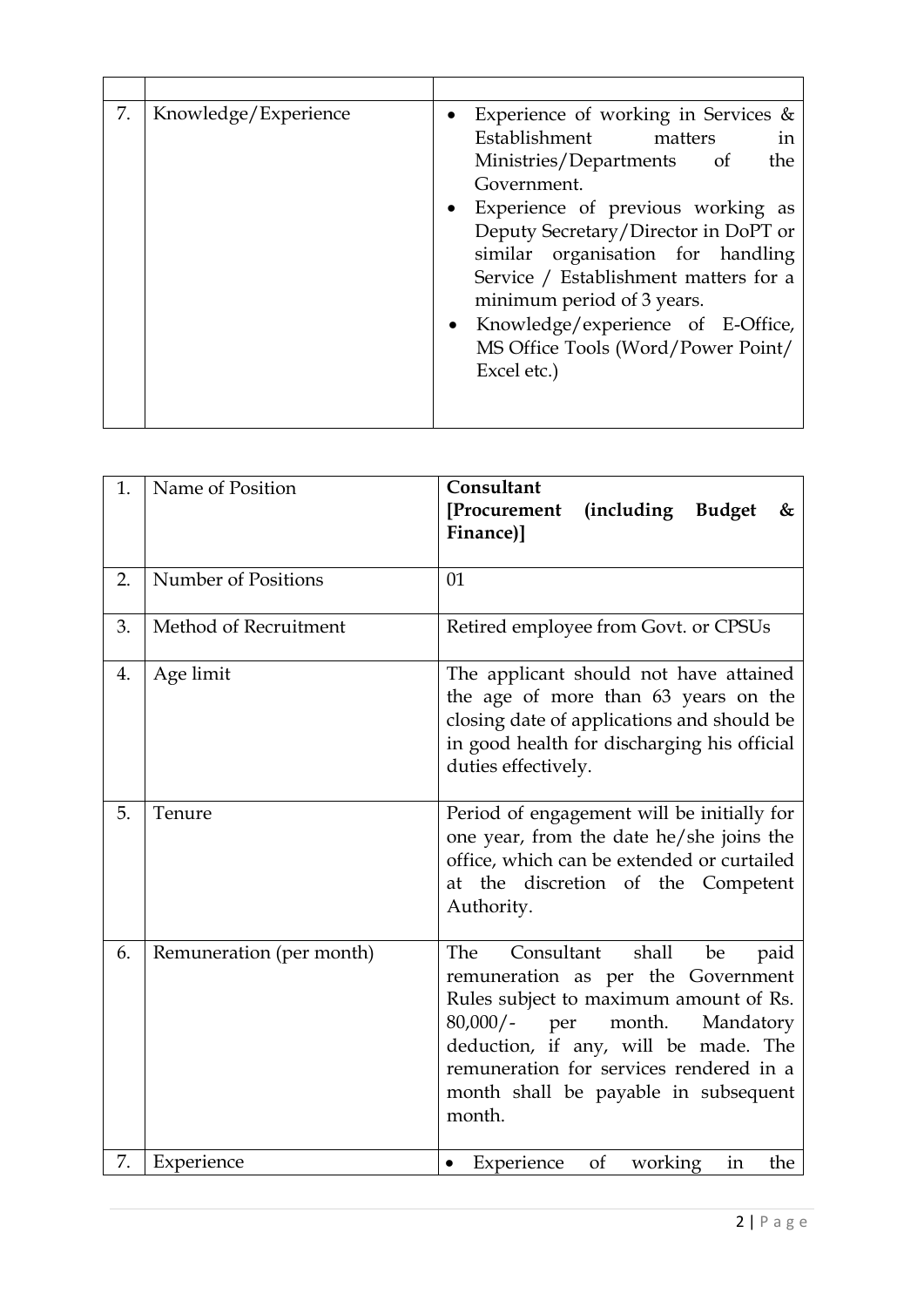| | | |
|---|---|---|
| 7. | Knowledge/Experience | • Experience of working in Services & Establishment matters in Ministries/Departments of the Government.<br>• Experience of previous working as Deputy Secretary/Director in DoPT or similar organisation for handling Service / Establishment matters for a minimum period of 3 years.<br>• Knowledge/experience of E-Office, MS Office Tools (Word/Power Point/ Excel etc.) |

| | | |
|---|---|---|
| 1. | Name of Position | **Consultant [Procurement (including Budget & Finance)]** |
| 2. | Number of Positions | 01 |
| 3. | Method of Recruitment | Retired employee from Govt. or CPSUs |
| 4. | Age limit | The applicant should not have attained the age of more than 63 years on the closing date of applications and should be in good health for discharging his official duties effectively. |
| 5. | Tenure | Period of engagement will be initially for one year, from the date he/she joins the office, which can be extended or curtailed at the discretion of the Competent Authority. |
| 6. | Remuneration (per month) | The Consultant shall be paid remuneration as per the Government Rules subject to maximum amount of Rs. 80,000/- per month. Mandatory deduction, if any, will be made. The remuneration for services rendered in a month shall be payable in subsequent month. |
| 7. | Experience | • Experience of working in the |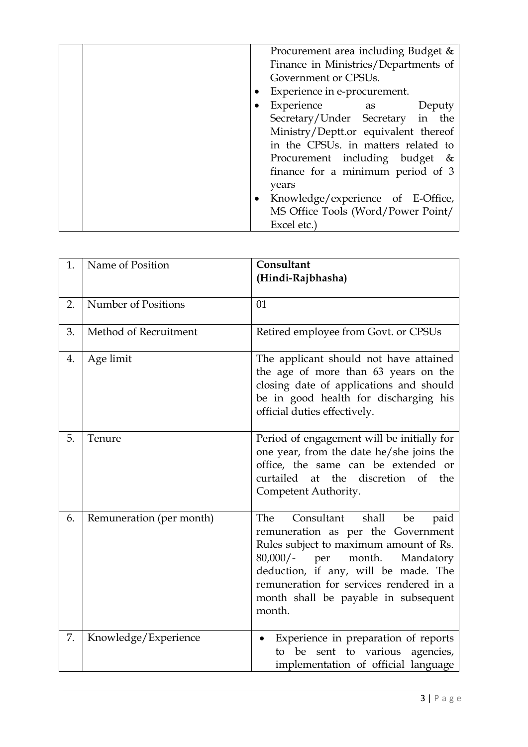| | | |
|---|---|---|
| | | Procurement area including Budget & Finance in Ministries/Departments of Government or CPSUs.<br>• Experience in e-procurement.<br>• Experience as Deputy Secretary/Under Secretary in the Ministry/Deptt.or equivalent thereof in the CPSUs. in matters related to Procurement including budget & finance for a minimum period of 3 years<br>• Knowledge/experience of E-Office, MS Office Tools (Word/Power Point/ Excel etc.) |

| | | |
|---|---|---|
| 1. | Name of Position | **Consultant (Hindi-Rajbhasha)** |
| 2. | Number of Positions | 01 |
| 3. | Method of Recruitment | Retired employee from Govt. or CPSUs |
| 4. | Age limit | The applicant should not have attained the age of more than 63 years on the closing date of applications and should be in good health for discharging his official duties effectively. |
| 5. | Tenure | Period of engagement will be initially for one year, from the date he/she joins the office, the same can be extended or curtailed at the discretion of the Competent Authority. |
| 6. | Remuneration (per month) | The Consultant shall be paid remuneration as per the Government Rules subject to maximum amount of Rs. 80,000/- per month. Mandatory deduction, if any, will be made. The remuneration for services rendered in a month shall be payable in subsequent month. |
| 7. | Knowledge/Experience | • Experience in preparation of reports to be sent to various agencies, implementation of official language |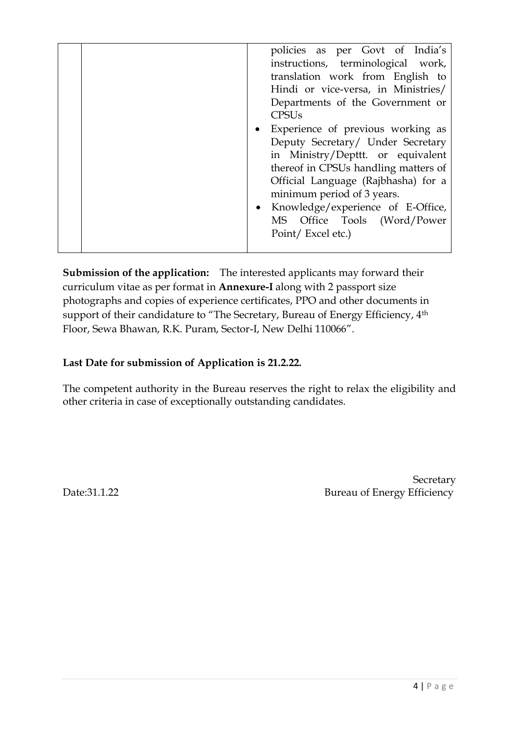| | | policies as per Govt of India's instructions, terminological work, translation work from English to Hindi or vice-versa, in Ministries/ Departments of the Government or CPSUs<br>• Experience of previous working as Deputy Secretary/ Under Secretary in Ministry/Depttt. or equivalent thereof in CPSUs handling matters of Official Language (Rajbhasha) for a minimum period of 3 years.<br>• Knowledge/experience of E-Office, MS Office Tools (Word/Power Point/ Excel etc.) |
|---|---|---|

**Submission of the application:** The interested applicants may forward their curriculum vitae as per format in **Annexure-I** along with 2 passport size photographs and copies of experience certificates, PPO and other documents in support of their candidature to "The Secretary, Bureau of Energy Efficiency, 4th Floor, Sewa Bhawan, R.K. Puram, Sector-I, New Delhi 110066".

**Last Date for submission of Application is 21.2.22.**

The competent authority in the Bureau reserves the right to relax the eligibility and other criteria in case of exceptionally outstanding candidates.

Secretary
Bureau of Energy Efficiency

Date:31.1.22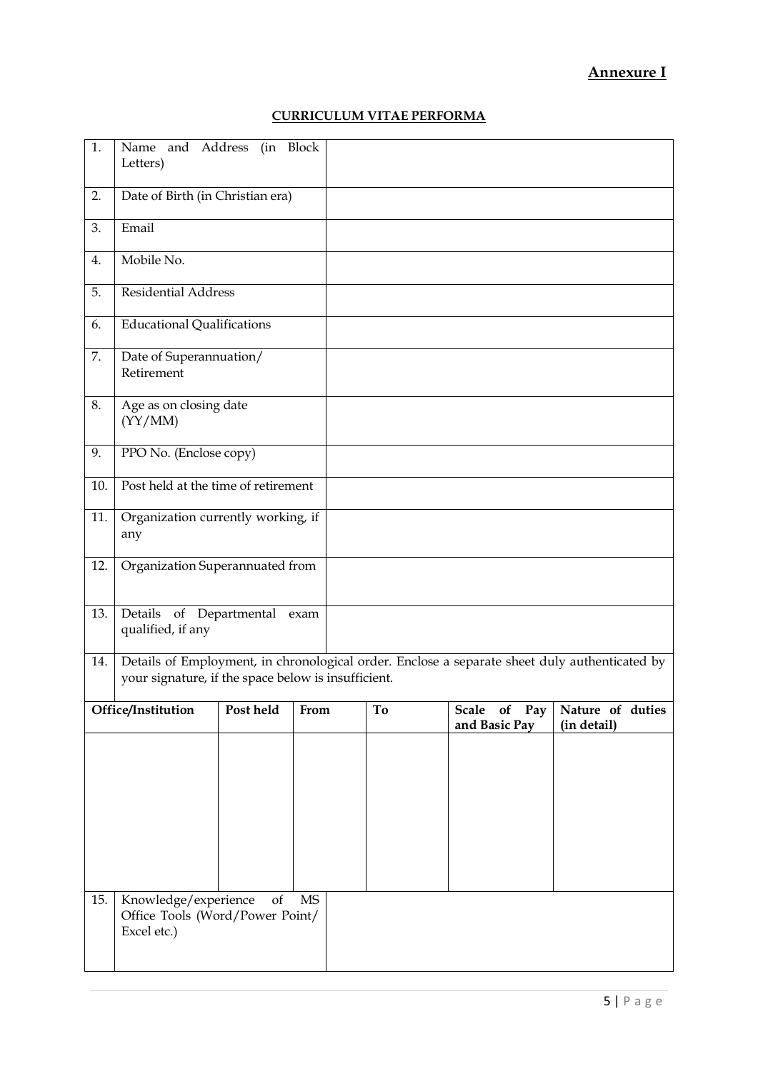**Annexure I**

**CURRICULUM VITAE PERFORMA**

| | | |
|---|---|---|
| 1. | Name and Address (in Block Letters) | |
| 2. | Date of Birth (in Christian era) | |
| 3. | Email | |
| 4. | Mobile No. | |
| 5. | Residential Address | |
| 6. | Educational Qualifications | |
| 7. | Date of Superannuation/ Retirement | |
| 8. | Age as on closing date (YY/MM) | |
| 9. | PPO No. (Enclose copy) | |
| 10. | Post held at the time of retirement | |
| 11. | Organization currently working, if any | |
| 12. | Organization Superannuated from | |
| 13. | Details of Departmental exam qualified, if any | |
| 14. | Details of Employment, in chronological order. Enclose a separate sheet duly authenticated by your signature, if the space below is insufficient. | |

| Office/Institution | Post held | From | To | Scale of Pay and Basic Pay | Nature of duties (in detail) |
|---|---|---|---|---|---|
| | | | | | |

| | | |
|---|---|---|
| 15. | Knowledge/experience of MS Office Tools (Word/Power Point/ Excel etc.) | |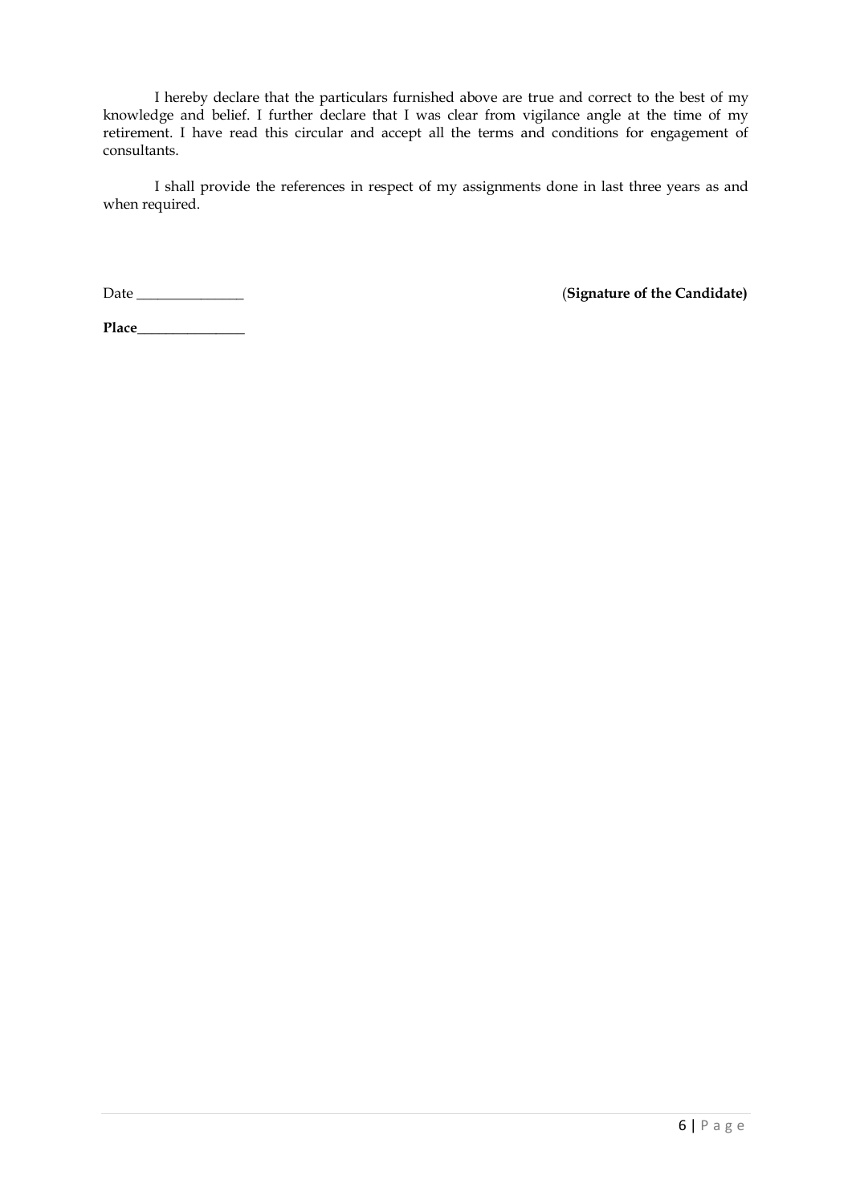I hereby declare that the particulars furnished above are true and correct to the best of my knowledge and belief. I further declare that I was clear from vigilance angle at the time of my retirement. I have read this circular and accept all the terms and conditions for engagement of consultants.

I shall provide the references in respect of my assignments done in last three years as and when required.

Date _______________ (**Signature of the Candidate)**

**Place**_______________